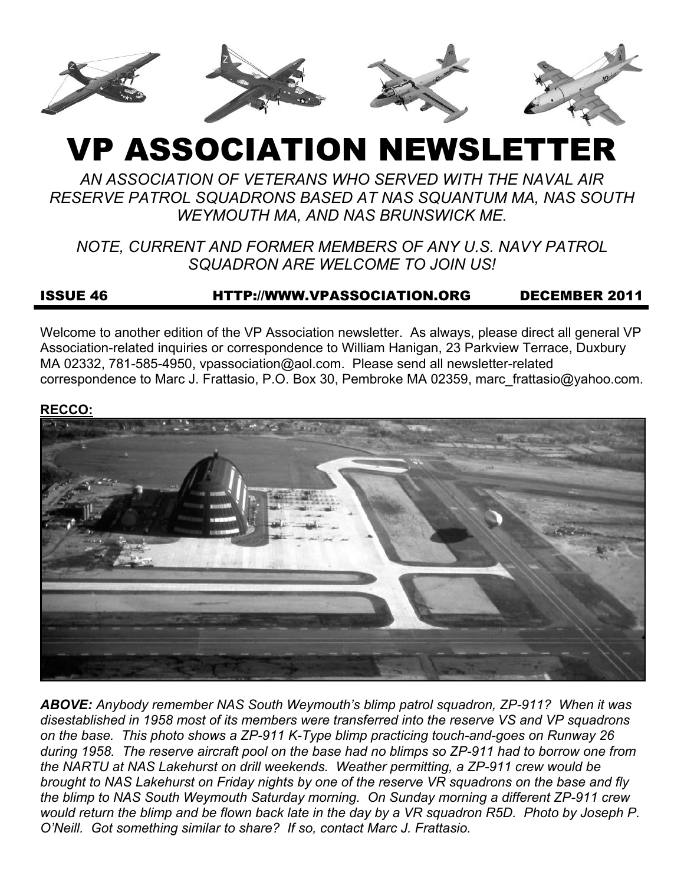# VP ASSOCIATION NEWSLETTER

*AN ASSOCIATION OF VETERANS WHO SERVED WITH THE NAVAL AIR RESERVE PATROL SQUADRONS BASED AT NAS SQUANTUM MA, NAS SOUTH WEYMOUTH MA, AND NAS BRUNSWICK ME.*

*NOTE, CURRENT AND FORMER MEMBERS OF ANY U.S. NAVY PATROL SQUADRON ARE WELCOME TO JOIN US!*

**ISSUE 46** **HTTP://WWW.VPASSOCIATION.ORG** **DECEMBER 2011**

Welcome to another edition of the VP Association newsletter. As always, please direct all general VP Association-related inquiries or correspondence to William Hanigan, 23 Parkview Terrace, Duxbury MA 02332, 781-585-4950, vpassociation@aol.com. Please send all newsletter-related correspondence to Marc J. Frattasio, P.O. Box 30, Pembroke MA 02359, marc_frattasio@yahoo.com.

**RECCO:**

***ABOVE:*** *Anybody remember NAS South Weymouth's blimp patrol squadron, ZP-911? When it was disestablished in 1958 most of its members were transferred into the reserve VS and VP squadrons on the base. This photo shows a ZP-911 K-Type blimp practicing touch-and-goes on Runway 26 during 1958. The reserve aircraft pool on the base had no blimps so ZP-911 had to borrow one from the NARTU at NAS Lakehurst on drill weekends. Weather permitting, a ZP-911 crew would be brought to NAS Lakehurst on Friday nights by one of the reserve VR squadrons on the base and fly the blimp to NAS South Weymouth Saturday morning. On Sunday morning a different ZP-911 crew would return the blimp and be flown back late in the day by a VR squadron R5D. Photo by Joseph P. O'Neill. Got something similar to share? If so, contact Marc J. Frattasio.*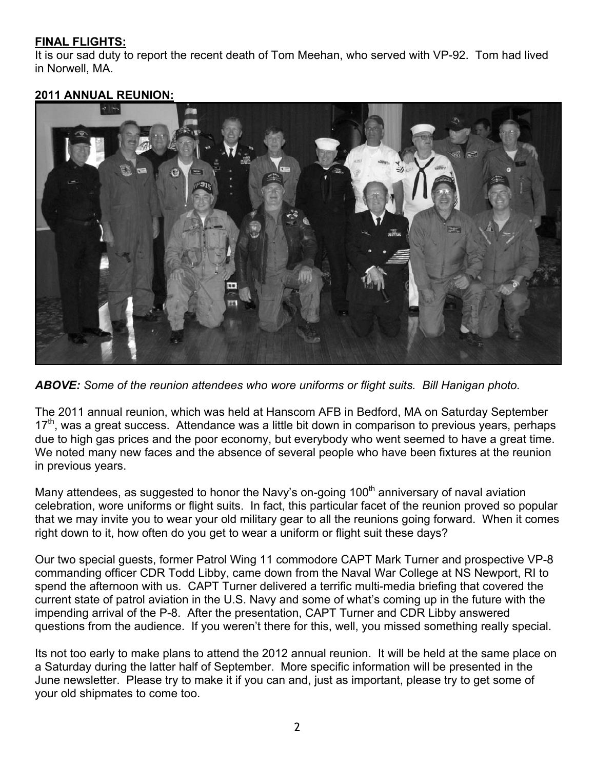**FINAL FLIGHTS:**

It is our sad duty to report the recent death of Tom Meehan, who served with VP-92. Tom had lived in Norwell, MA.

**2011 ANNUAL REUNION:**

***ABOVE:*** *Some of the reunion attendees who wore uniforms or flight suits. Bill Hanigan photo.*

The 2011 annual reunion, which was held at Hanscom AFB in Bedford, MA on Saturday September 17th, was a great success. Attendance was a little bit down in comparison to previous years, perhaps due to high gas prices and the poor economy, but everybody who went seemed to have a great time. We noted many new faces and the absence of several people who have been fixtures at the reunion in previous years.

Many attendees, as suggested to honor the Navy's on-going 100th anniversary of naval aviation celebration, wore uniforms or flight suits. In fact, this particular facet of the reunion proved so popular that we may invite you to wear your old military gear to all the reunions going forward. When it comes right down to it, how often do you get to wear a uniform or flight suit these days?

Our two special guests, former Patrol Wing 11 commodore CAPT Mark Turner and prospective VP-8 commanding officer CDR Todd Libby, came down from the Naval War College at NS Newport, RI to spend the afternoon with us. CAPT Turner delivered a terrific multi-media briefing that covered the current state of patrol aviation in the U.S. Navy and some of what's coming up in the future with the impending arrival of the P-8. After the presentation, CAPT Turner and CDR Libby answered questions from the audience. If you weren't there for this, well, you missed something really special.

Its not too early to make plans to attend the 2012 annual reunion. It will be held at the same place on a Saturday during the latter half of September. More specific information will be presented in the June newsletter. Please try to make it if you can and, just as important, please try to get some of your old shipmates to come too.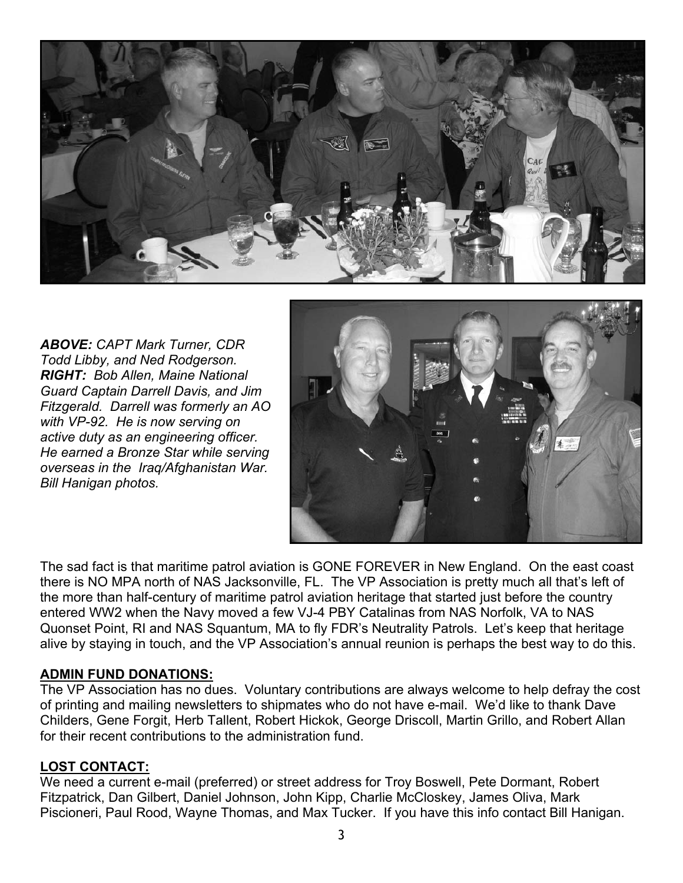***ABOVE:*** *CAPT Mark Turner, CDR Todd Libby, and Ned Rodgerson.*
***RIGHT:*** *Bob Allen, Maine National Guard Captain Darrell Davis, and Jim Fitzgerald. Darrell was formerly an AO with VP-92. He is now serving on active duty as an engineering officer. He earned a Bronze Star while serving overseas in the Iraq/Afghanistan War. Bill Hanigan photos.*

The sad fact is that maritime patrol aviation is GONE FOREVER in New England. On the east coast there is NO MPA north of NAS Jacksonville, FL. The VP Association is pretty much all that's left of the more than half-century of maritime patrol aviation heritage that started just before the country entered WW2 when the Navy moved a few VJ-4 PBY Catalinas from NAS Norfolk, VA to NAS Quonset Point, RI and NAS Squantum, MA to fly FDR's Neutrality Patrols. Let's keep that heritage alive by staying in touch, and the VP Association's annual reunion is perhaps the best way to do this.

**ADMIN FUND DONATIONS:**

The VP Association has no dues. Voluntary contributions are always welcome to help defray the cost of printing and mailing newsletters to shipmates who do not have e-mail. We'd like to thank Dave Childers, Gene Forgit, Herb Tallent, Robert Hickok, George Driscoll, Martin Grillo, and Robert Allan for their recent contributions to the administration fund.

**LOST CONTACT:**

We need a current e-mail (preferred) or street address for Troy Boswell, Pete Dormant, Robert Fitzpatrick, Dan Gilbert, Daniel Johnson, John Kipp, Charlie McCloskey, James Oliva, Mark Piscioneri, Paul Rood, Wayne Thomas, and Max Tucker. If you have this info contact Bill Hanigan.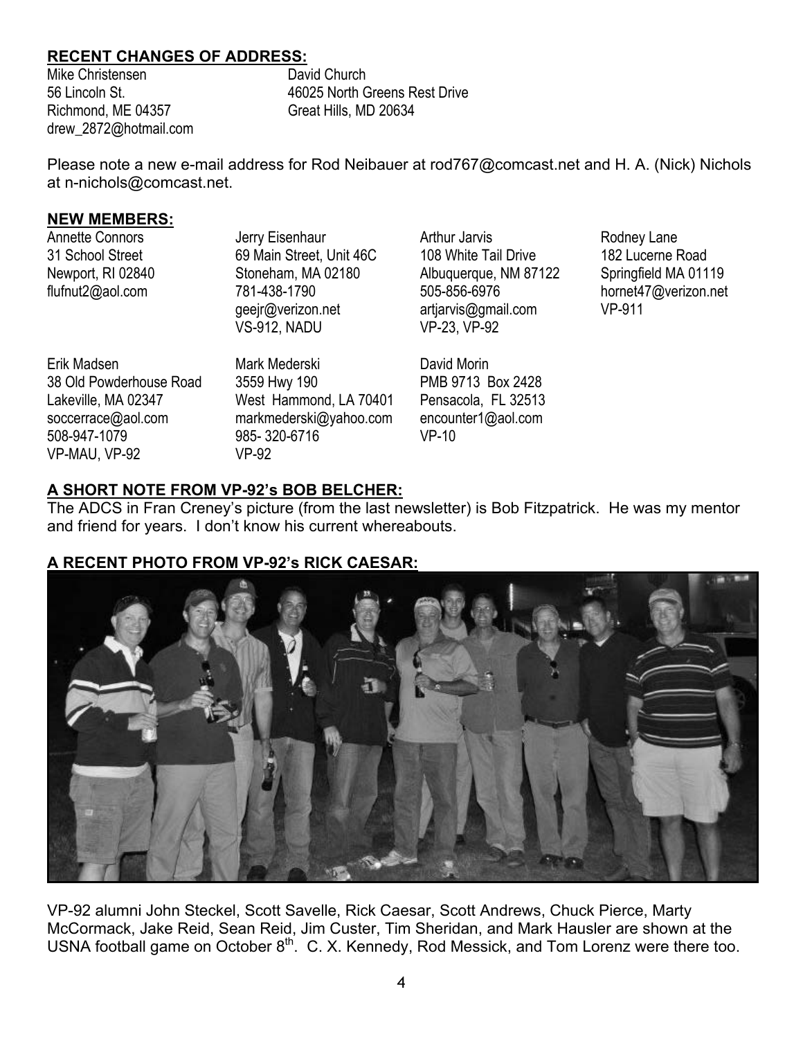## RECENT CHANGES OF ADDRESS:

Mike Christensen
56 Lincoln St.
Richmond, ME 04357
drew_2872@hotmail.com

David Church
46025 North Greens Rest Drive
Great Hills, MD 20634

Please note a new e-mail address for Rod Neibauer at rod767@comcast.net and H. A. (Nick) Nichols at n-nichols@comcast.net.

## NEW MEMBERS:

Annette Connors
31 School Street
Newport, RI 02840
flufnut2@aol.com

Jerry Eisenhaur
69 Main Street, Unit 46C
Stoneham, MA 02180
781-438-1790
geejr@verizon.net
VS-912, NADU

Arthur Jarvis
108 White Tail Drive
Albuquerque, NM 87122
505-856-6976
artjarvis@gmail.com
VP-23, VP-92

Rodney Lane
182 Lucerne Road
Springfield MA 01119
hornet47@verizon.net
VP-911

Erik Madsen
38 Old Powderhouse Road
Lakeville, MA 02347
soccerrace@aol.com
508-947-1079
VP-MAU, VP-92

Mark Mederski
3559 Hwy 190
West Hammond, LA 70401
markmederski@yahoo.com
985- 320-6716
VP-92

David Morin
PMB 9713 Box 2428
Pensacola, FL 32513
encounter1@aol.com
VP-10

## A SHORT NOTE FROM VP-92's BOB BELCHER:

The ADCS in Fran Creney's picture (from the last newsletter) is Bob Fitzpatrick. He was my mentor and friend for years. I don't know his current whereabouts.

## A RECENT PHOTO FROM VP-92's RICK CAESAR:

VP-92 alumni John Steckel, Scott Savelle, Rick Caesar, Scott Andrews, Chuck Pierce, Marty McCormack, Jake Reid, Sean Reid, Jim Custer, Tim Sheridan, and Mark Hausler are shown at the USNA football game on October 8th. C. X. Kennedy, Rod Messick, and Tom Lorenz were there too.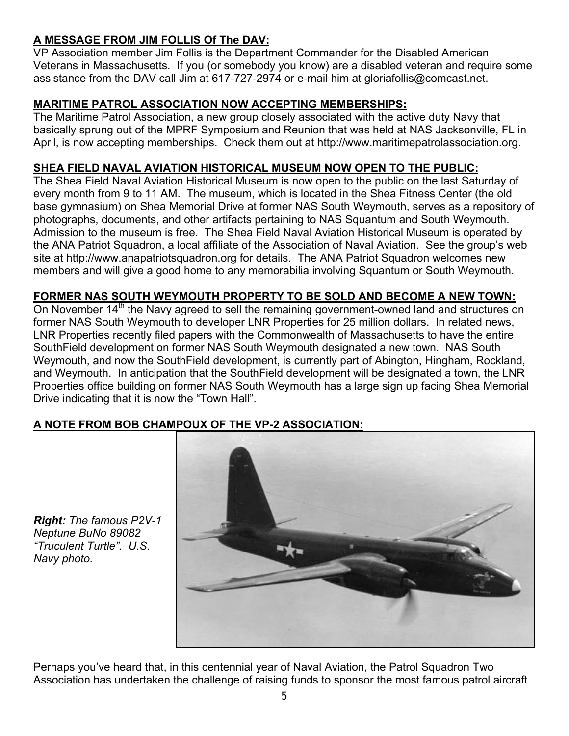**A MESSAGE FROM JIM FOLLIS Of The DAV:**

VP Association member Jim Follis is the Department Commander for the Disabled American Veterans in Massachusetts. If you (or somebody you know) are a disabled veteran and require some assistance from the DAV call Jim at 617-727-2974 or e-mail him at gloriafollis@comcast.net.

**MARITIME PATROL ASSOCIATION NOW ACCEPTING MEMBERSHIPS:**

The Maritime Patrol Association, a new group closely associated with the active duty Navy that basically sprung out of the MPRF Symposium and Reunion that was held at NAS Jacksonville, FL in April, is now accepting memberships. Check them out at http://www.maritimepatrolassociation.org.

**SHEA FIELD NAVAL AVIATION HISTORICAL MUSEUM NOW OPEN TO THE PUBLIC:**

The Shea Field Naval Aviation Historical Museum is now open to the public on the last Saturday of every month from 9 to 11 AM. The museum, which is located in the Shea Fitness Center (the old base gymnasium) on Shea Memorial Drive at former NAS South Weymouth, serves as a repository of photographs, documents, and other artifacts pertaining to NAS Squantum and South Weymouth. Admission to the museum is free. The Shea Field Naval Aviation Historical Museum is operated by the ANA Patriot Squadron, a local affiliate of the Association of Naval Aviation. See the group's web site at http://www.anapatriotsquadron.org for details. The ANA Patriot Squadron welcomes new members and will give a good home to any memorabilia involving Squantum or South Weymouth.

**FORMER NAS SOUTH WEYMOUTH PROPERTY TO BE SOLD AND BECOME A NEW TOWN:**

On November 14th the Navy agreed to sell the remaining government-owned land and structures on former NAS South Weymouth to developer LNR Properties for 25 million dollars. In related news, LNR Properties recently filed papers with the Commonwealth of Massachusetts to have the entire SouthField development on former NAS South Weymouth designated a new town. NAS South Weymouth, and now the SouthField development, is currently part of Abington, Hingham, Rockland, and Weymouth. In anticipation that the SouthField development will be designated a town, the LNR Properties office building on former NAS South Weymouth has a large sign up facing Shea Memorial Drive indicating that it is now the "Town Hall".

**A NOTE FROM BOB CHAMPOUX OF THE VP-2 ASSOCIATION:**

***Right:*** *The famous P2V-1 Neptune BuNo 89082 "Truculent Turtle". U.S. Navy photo.*

Perhaps you've heard that, in this centennial year of Naval Aviation, the Patrol Squadron Two Association has undertaken the challenge of raising funds to sponsor the most famous patrol aircraft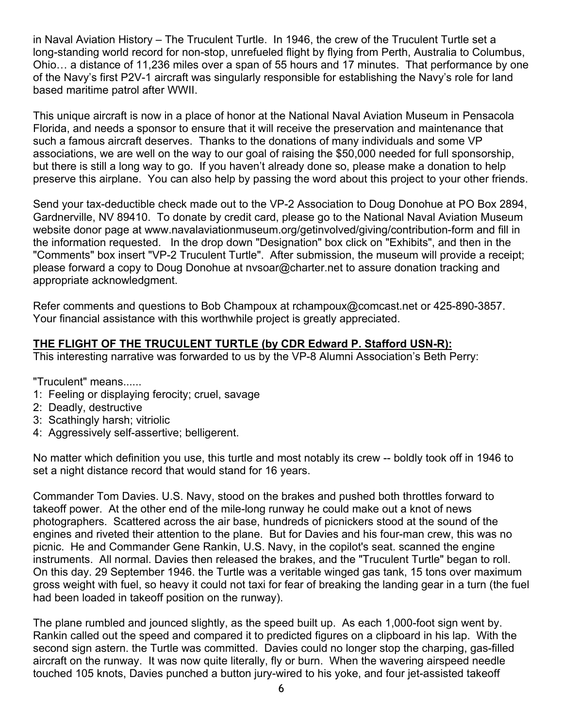in Naval Aviation History – The Truculent Turtle. In 1946, the crew of the Truculent Turtle set a long-standing world record for non-stop, unrefueled flight by flying from Perth, Australia to Columbus, Ohio… a distance of 11,236 miles over a span of 55 hours and 17 minutes. That performance by one of the Navy's first P2V-1 aircraft was singularly responsible for establishing the Navy's role for land based maritime patrol after WWII.

This unique aircraft is now in a place of honor at the National Naval Aviation Museum in Pensacola Florida, and needs a sponsor to ensure that it will receive the preservation and maintenance that such a famous aircraft deserves. Thanks to the donations of many individuals and some VP associations, we are well on the way to our goal of raising the $50,000 needed for full sponsorship, but there is still a long way to go. If you haven't already done so, please make a donation to help preserve this airplane. You can also help by passing the word about this project to your other friends.

Send your tax-deductible check made out to the VP-2 Association to Doug Donohue at PO Box 2894, Gardnerville, NV 89410. To donate by credit card, please go to the National Naval Aviation Museum website donor page at www.navalaviationmuseum.org/getinvolved/giving/contribution-form and fill in the information requested. In the drop down "Designation" box click on "Exhibits", and then in the "Comments" box insert "VP-2 Truculent Turtle". After submission, the museum will provide a receipt; please forward a copy to Doug Donohue at nvsoar@charter.net to assure donation tracking and appropriate acknowledgment.

Refer comments and questions to Bob Champoux at rchampoux@comcast.net or 425-890-3857. Your financial assistance with this worthwhile project is greatly appreciated.

**THE FLIGHT OF THE TRUCULENT TURTLE (by CDR Edward P. Stafford USN-R):**

This interesting narrative was forwarded to us by the VP-8 Alumni Association's Beth Perry:

"Truculent" means......

1: Feeling or displaying ferocity; cruel, savage
2: Deadly, destructive
3: Scathingly harsh; vitriolic
4: Aggressively self-assertive; belligerent.

No matter which definition you use, this turtle and most notably its crew -- boldly took off in 1946 to set a night distance record that would stand for 16 years.

Commander Tom Davies. U.S. Navy, stood on the brakes and pushed both throttles forward to takeoff power. At the other end of the mile-long runway he could make out a knot of news photographers. Scattered across the air base, hundreds of picnickers stood at the sound of the engines and riveted their attention to the plane. But for Davies and his four-man crew, this was no picnic. He and Commander Gene Rankin, U.S. Navy, in the copilot's seat. scanned the engine instruments. All normal. Davies then released the brakes, and the "Truculent Turtle" began to roll. On this day. 29 September 1946. the Turtle was a veritable winged gas tank, 15 tons over maximum gross weight with fuel, so heavy it could not taxi for fear of breaking the landing gear in a turn (the fuel had been loaded in takeoff position on the runway).

The plane rumbled and jounced slightly, as the speed built up. As each 1,000-foot sign went by. Rankin called out the speed and compared it to predicted figures on a clipboard in his lap. With the second sign astern. the Turtle was committed. Davies could no longer stop the charping, gas-filled aircraft on the runway. It was now quite literally, fly or burn. When the wavering airspeed needle touched 105 knots, Davies punched a button jury-wired to his yoke, and four jet-assisted takeoff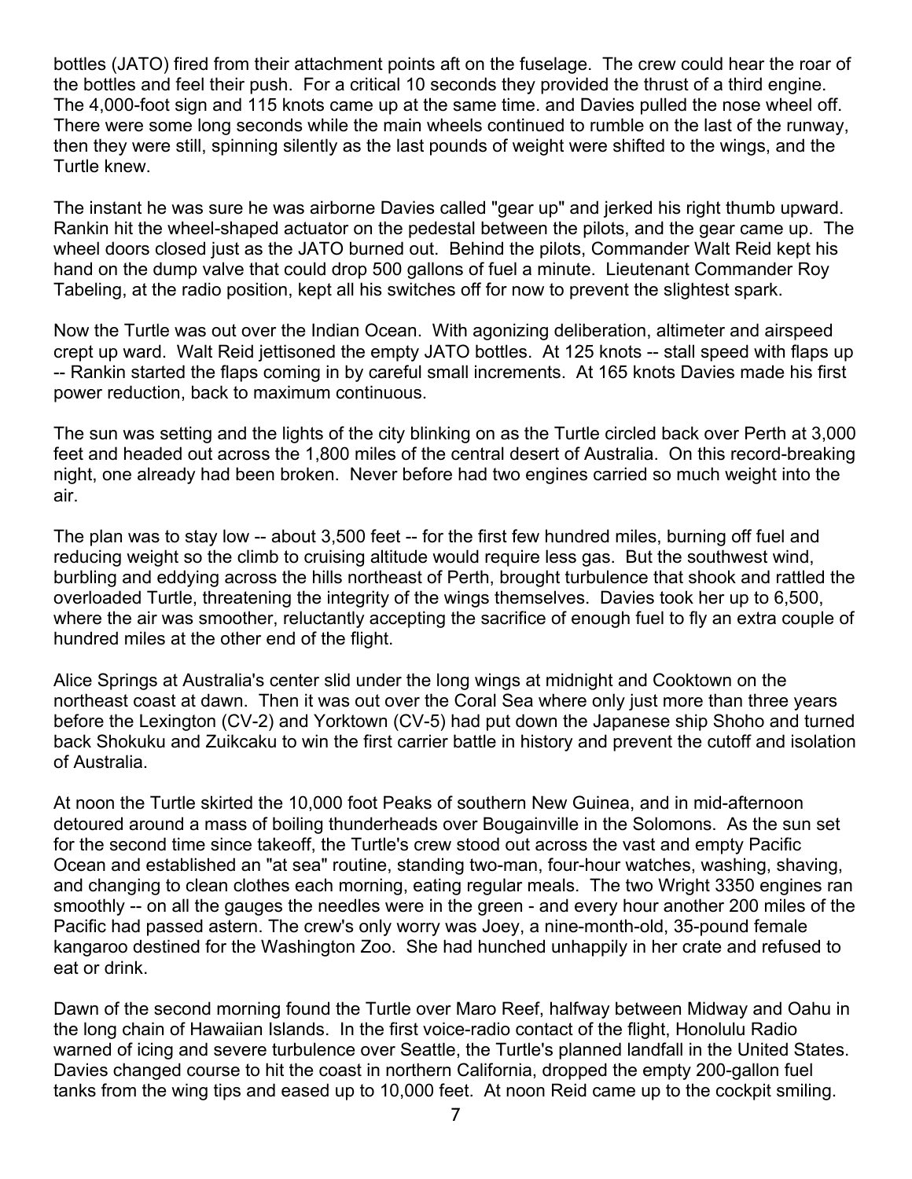bottles (JATO) fired from their attachment points aft on the fuselage. The crew could hear the roar of the bottles and feel their push. For a critical 10 seconds they provided the thrust of a third engine. The 4,000-foot sign and 115 knots came up at the same time. and Davies pulled the nose wheel off. There were some long seconds while the main wheels continued to rumble on the last of the runway, then they were still, spinning silently as the last pounds of weight were shifted to the wings, and the Turtle knew.

The instant he was sure he was airborne Davies called "gear up" and jerked his right thumb upward. Rankin hit the wheel-shaped actuator on the pedestal between the pilots, and the gear came up. The wheel doors closed just as the JATO burned out. Behind the pilots, Commander Walt Reid kept his hand on the dump valve that could drop 500 gallons of fuel a minute. Lieutenant Commander Roy Tabeling, at the radio position, kept all his switches off for now to prevent the slightest spark.

Now the Turtle was out over the Indian Ocean. With agonizing deliberation, altimeter and airspeed crept up ward. Walt Reid jettisoned the empty JATO bottles. At 125 knots -- stall speed with flaps up -- Rankin started the flaps coming in by careful small increments. At 165 knots Davies made his first power reduction, back to maximum continuous.

The sun was setting and the lights of the city blinking on as the Turtle circled back over Perth at 3,000 feet and headed out across the 1,800 miles of the central desert of Australia. On this record-breaking night, one already had been broken. Never before had two engines carried so much weight into the air.

The plan was to stay low -- about 3,500 feet -- for the first few hundred miles, burning off fuel and reducing weight so the climb to cruising altitude would require less gas. But the southwest wind, burbling and eddying across the hills northeast of Perth, brought turbulence that shook and rattled the overloaded Turtle, threatening the integrity of the wings themselves. Davies took her up to 6,500, where the air was smoother, reluctantly accepting the sacrifice of enough fuel to fly an extra couple of hundred miles at the other end of the flight.

Alice Springs at Australia's center slid under the long wings at midnight and Cooktown on the northeast coast at dawn. Then it was out over the Coral Sea where only just more than three years before the Lexington (CV-2) and Yorktown (CV-5) had put down the Japanese ship Shoho and turned back Shokuku and Zuikcaku to win the first carrier battle in history and prevent the cutoff and isolation of Australia.

At noon the Turtle skirted the 10,000 foot Peaks of southern New Guinea, and in mid-afternoon detoured around a mass of boiling thunderheads over Bougainville in the Solomons. As the sun set for the second time since takeoff, the Turtle's crew stood out across the vast and empty Pacific Ocean and established an "at sea" routine, standing two-man, four-hour watches, washing, shaving, and changing to clean clothes each morning, eating regular meals. The two Wright 3350 engines ran smoothly -- on all the gauges the needles were in the green - and every hour another 200 miles of the Pacific had passed astern. The crew's only worry was Joey, a nine-month-old, 35-pound female kangaroo destined for the Washington Zoo. She had hunched unhappily in her crate and refused to eat or drink.

Dawn of the second morning found the Turtle over Maro Reef, halfway between Midway and Oahu in the long chain of Hawaiian Islands. In the first voice-radio contact of the flight, Honolulu Radio warned of icing and severe turbulence over Seattle, the Turtle's planned landfall in the United States. Davies changed course to hit the coast in northern California, dropped the empty 200-gallon fuel tanks from the wing tips and eased up to 10,000 feet. At noon Reid came up to the cockpit smiling.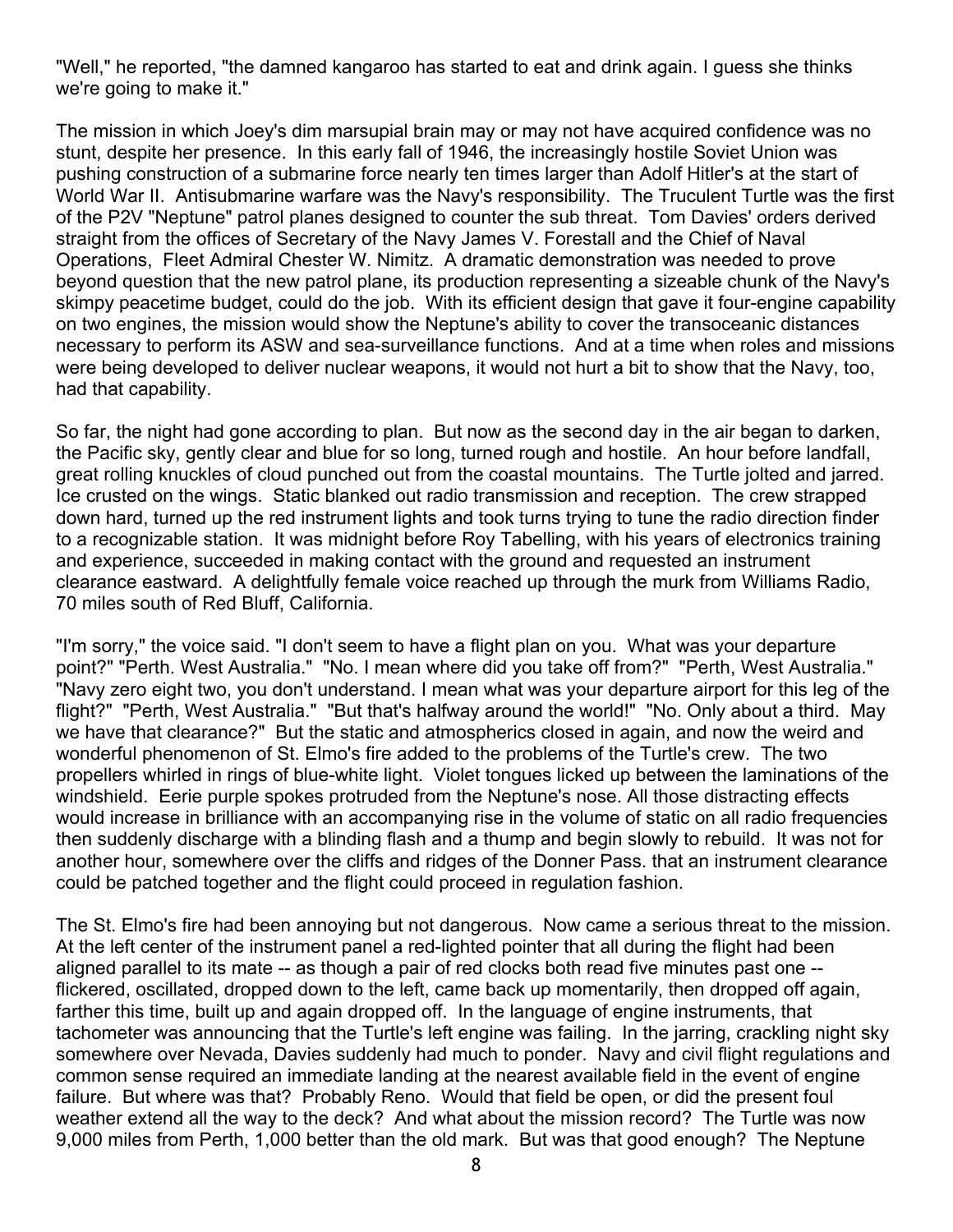"Well," he reported, "the damned kangaroo has started to eat and drink again. I guess she thinks we're going to make it."

The mission in which Joey's dim marsupial brain may or may not have acquired confidence was no stunt, despite her presence. In this early fall of 1946, the increasingly hostile Soviet Union was pushing construction of a submarine force nearly ten times larger than Adolf Hitler's at the start of World War II. Antisubmarine warfare was the Navy's responsibility. The Truculent Turtle was the first of the P2V "Neptune" patrol planes designed to counter the sub threat. Tom Davies' orders derived straight from the offices of Secretary of the Navy James V. Forestall and the Chief of Naval Operations, Fleet Admiral Chester W. Nimitz. A dramatic demonstration was needed to prove beyond question that the new patrol plane, its production representing a sizeable chunk of the Navy's skimpy peacetime budget, could do the job. With its efficient design that gave it four-engine capability on two engines, the mission would show the Neptune's ability to cover the transoceanic distances necessary to perform its ASW and sea-surveillance functions. And at a time when roles and missions were being developed to deliver nuclear weapons, it would not hurt a bit to show that the Navy, too, had that capability.

So far, the night had gone according to plan. But now as the second day in the air began to darken, the Pacific sky, gently clear and blue for so long, turned rough and hostile. An hour before landfall, great rolling knuckles of cloud punched out from the coastal mountains. The Turtle jolted and jarred. Ice crusted on the wings. Static blanked out radio transmission and reception. The crew strapped down hard, turned up the red instrument lights and took turns trying to tune the radio direction finder to a recognizable station. It was midnight before Roy Tabelling, with his years of electronics training and experience, succeeded in making contact with the ground and requested an instrument clearance eastward. A delightfully female voice reached up through the murk from Williams Radio, 70 miles south of Red Bluff, California.

"I'm sorry," the voice said. "I don't seem to have a flight plan on you. What was your departure point?" "Perth. West Australia." "No. I mean where did you take off from?" "Perth, West Australia." "Navy zero eight two, you don't understand. I mean what was your departure airport for this leg of the flight?" "Perth, West Australia." "But that's halfway around the world!" "No. Only about a third. May we have that clearance?" But the static and atmospherics closed in again, and now the weird and wonderful phenomenon of St. Elmo's fire added to the problems of the Turtle's crew. The two propellers whirled in rings of blue-white light. Violet tongues licked up between the laminations of the windshield. Eerie purple spokes protruded from the Neptune's nose. All those distracting effects would increase in brilliance with an accompanying rise in the volume of static on all radio frequencies then suddenly discharge with a blinding flash and a thump and begin slowly to rebuild. It was not for another hour, somewhere over the cliffs and ridges of the Donner Pass. that an instrument clearance could be patched together and the flight could proceed in regulation fashion.

The St. Elmo's fire had been annoying but not dangerous. Now came a serious threat to the mission. At the left center of the instrument panel a red-lighted pointer that all during the flight had been aligned parallel to its mate -- as though a pair of red clocks both read five minutes past one -- flickered, oscillated, dropped down to the left, came back up momentarily, then dropped off again, farther this time, built up and again dropped off. In the language of engine instruments, that tachometer was announcing that the Turtle's left engine was failing. In the jarring, crackling night sky somewhere over Nevada, Davies suddenly had much to ponder. Navy and civil flight regulations and common sense required an immediate landing at the nearest available field in the event of engine failure. But where was that? Probably Reno. Would that field be open, or did the present foul weather extend all the way to the deck? And what about the mission record? The Turtle was now 9,000 miles from Perth, 1,000 better than the old mark. But was that good enough? The Neptune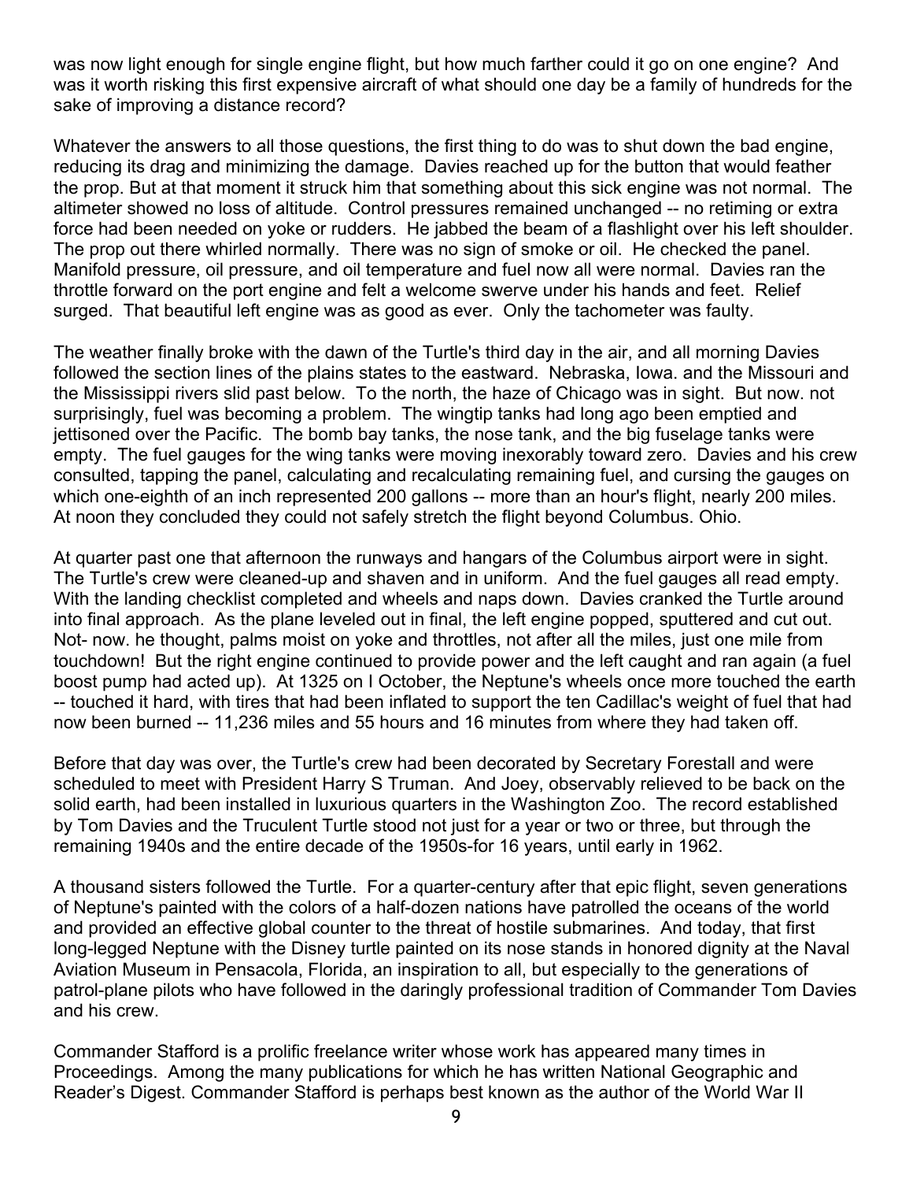was now light enough for single engine flight, but how much farther could it go on one engine? And was it worth risking this first expensive aircraft of what should one day be a family of hundreds for the sake of improving a distance record?

Whatever the answers to all those questions, the first thing to do was to shut down the bad engine, reducing its drag and minimizing the damage. Davies reached up for the button that would feather the prop. But at that moment it struck him that something about this sick engine was not normal. The altimeter showed no loss of altitude. Control pressures remained unchanged -- no retiming or extra force had been needed on yoke or rudders. He jabbed the beam of a flashlight over his left shoulder. The prop out there whirled normally. There was no sign of smoke or oil. He checked the panel. Manifold pressure, oil pressure, and oil temperature and fuel now all were normal. Davies ran the throttle forward on the port engine and felt a welcome swerve under his hands and feet. Relief surged. That beautiful left engine was as good as ever. Only the tachometer was faulty.

The weather finally broke with the dawn of the Turtle's third day in the air, and all morning Davies followed the section lines of the plains states to the eastward. Nebraska, Iowa. and the Missouri and the Mississippi rivers slid past below. To the north, the haze of Chicago was in sight. But now. not surprisingly, fuel was becoming a problem. The wingtip tanks had long ago been emptied and jettisoned over the Pacific. The bomb bay tanks, the nose tank, and the big fuselage tanks were empty. The fuel gauges for the wing tanks were moving inexorably toward zero. Davies and his crew consulted, tapping the panel, calculating and recalculating remaining fuel, and cursing the gauges on which one-eighth of an inch represented 200 gallons -- more than an hour's flight, nearly 200 miles. At noon they concluded they could not safely stretch the flight beyond Columbus. Ohio.

At quarter past one that afternoon the runways and hangars of the Columbus airport were in sight. The Turtle's crew were cleaned-up and shaven and in uniform. And the fuel gauges all read empty. With the landing checklist completed and wheels and naps down. Davies cranked the Turtle around into final approach. As the plane leveled out in final, the left engine popped, sputtered and cut out. Not- now. he thought, palms moist on yoke and throttles, not after all the miles, just one mile from touchdown! But the right engine continued to provide power and the left caught and ran again (a fuel boost pump had acted up). At 1325 on I October, the Neptune's wheels once more touched the earth -- touched it hard, with tires that had been inflated to support the ten Cadillac's weight of fuel that had now been burned -- 11,236 miles and 55 hours and 16 minutes from where they had taken off.

Before that day was over, the Turtle's crew had been decorated by Secretary Forestall and were scheduled to meet with President Harry S Truman. And Joey, observably relieved to be back on the solid earth, had been installed in luxurious quarters in the Washington Zoo. The record established by Tom Davies and the Truculent Turtle stood not just for a year or two or three, but through the remaining 1940s and the entire decade of the 1950s-for 16 years, until early in 1962.

A thousand sisters followed the Turtle. For a quarter-century after that epic flight, seven generations of Neptune's painted with the colors of a half-dozen nations have patrolled the oceans of the world and provided an effective global counter to the threat of hostile submarines. And today, that first long-legged Neptune with the Disney turtle painted on its nose stands in honored dignity at the Naval Aviation Museum in Pensacola, Florida, an inspiration to all, but especially to the generations of patrol-plane pilots who have followed in the daringly professional tradition of Commander Tom Davies and his crew.

Commander Stafford is a prolific freelance writer whose work has appeared many times in Proceedings. Among the many publications for which he has written National Geographic and Reader's Digest. Commander Stafford is perhaps best known as the author of the World War II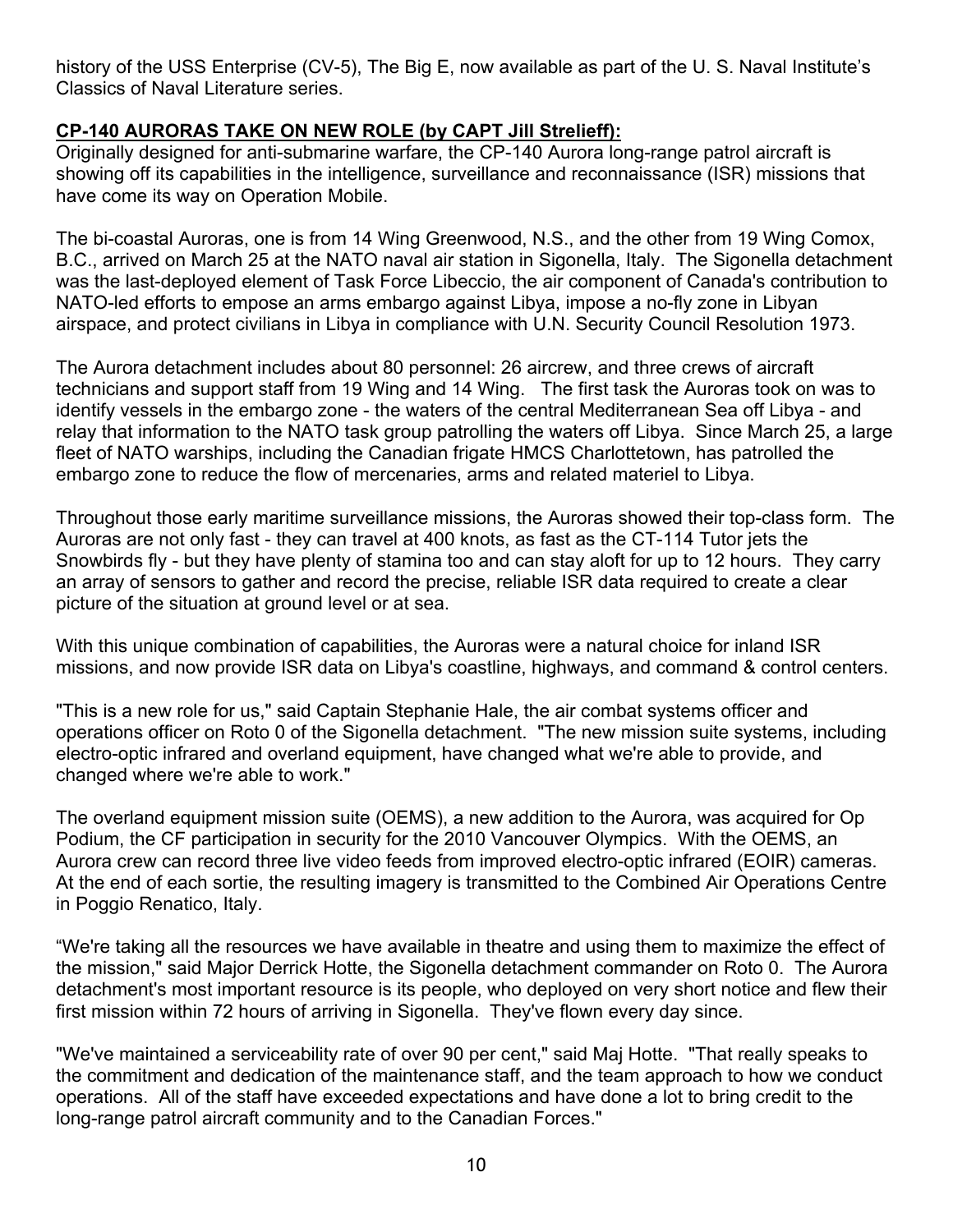history of the USS Enterprise (CV-5), The Big E, now available as part of the U. S. Naval Institute's Classics of Naval Literature series.

**CP-140 AURORAS TAKE ON NEW ROLE (by CAPT Jill Strelieff):**

Originally designed for anti-submarine warfare, the CP-140 Aurora long-range patrol aircraft is showing off its capabilities in the intelligence, surveillance and reconnaissance (ISR) missions that have come its way on Operation Mobile.

The bi-coastal Auroras, one is from 14 Wing Greenwood, N.S., and the other from 19 Wing Comox, B.C., arrived on March 25 at the NATO naval air station in Sigonella, Italy. The Sigonella detachment was the last-deployed element of Task Force Libeccio, the air component of Canada's contribution to NATO-led efforts to empose an arms embargo against Libya, impose a no-fly zone in Libyan airspace, and protect civilians in Libya in compliance with U.N. Security Council Resolution 1973.

The Aurora detachment includes about 80 personnel: 26 aircrew, and three crews of aircraft technicians and support staff from 19 Wing and 14 Wing. The first task the Auroras took on was to identify vessels in the embargo zone - the waters of the central Mediterranean Sea off Libya - and relay that information to the NATO task group patrolling the waters off Libya. Since March 25, a large fleet of NATO warships, including the Canadian frigate HMCS Charlottetown, has patrolled the embargo zone to reduce the flow of mercenaries, arms and related materiel to Libya.

Throughout those early maritime surveillance missions, the Auroras showed their top-class form. The Auroras are not only fast - they can travel at 400 knots, as fast as the CT-114 Tutor jets the Snowbirds fly - but they have plenty of stamina too and can stay aloft for up to 12 hours. They carry an array of sensors to gather and record the precise, reliable ISR data required to create a clear picture of the situation at ground level or at sea.

With this unique combination of capabilities, the Auroras were a natural choice for inland ISR missions, and now provide ISR data on Libya's coastline, highways, and command & control centers.

"This is a new role for us," said Captain Stephanie Hale, the air combat systems officer and operations officer on Roto 0 of the Sigonella detachment. "The new mission suite systems, including electro-optic infrared and overland equipment, have changed what we're able to provide, and changed where we're able to work."

The overland equipment mission suite (OEMS), a new addition to the Aurora, was acquired for Op Podium, the CF participation in security for the 2010 Vancouver Olympics. With the OEMS, an Aurora crew can record three live video feeds from improved electro-optic infrared (EOIR) cameras. At the end of each sortie, the resulting imagery is transmitted to the Combined Air Operations Centre in Poggio Renatico, Italy.

"We're taking all the resources we have available in theatre and using them to maximize the effect of the mission," said Major Derrick Hotte, the Sigonella detachment commander on Roto 0. The Aurora detachment's most important resource is its people, who deployed on very short notice and flew their first mission within 72 hours of arriving in Sigonella. They've flown every day since.

"We've maintained a serviceability rate of over 90 per cent," said Maj Hotte. "That really speaks to the commitment and dedication of the maintenance staff, and the team approach to how we conduct operations. All of the staff have exceeded expectations and have done a lot to bring credit to the long-range patrol aircraft community and to the Canadian Forces."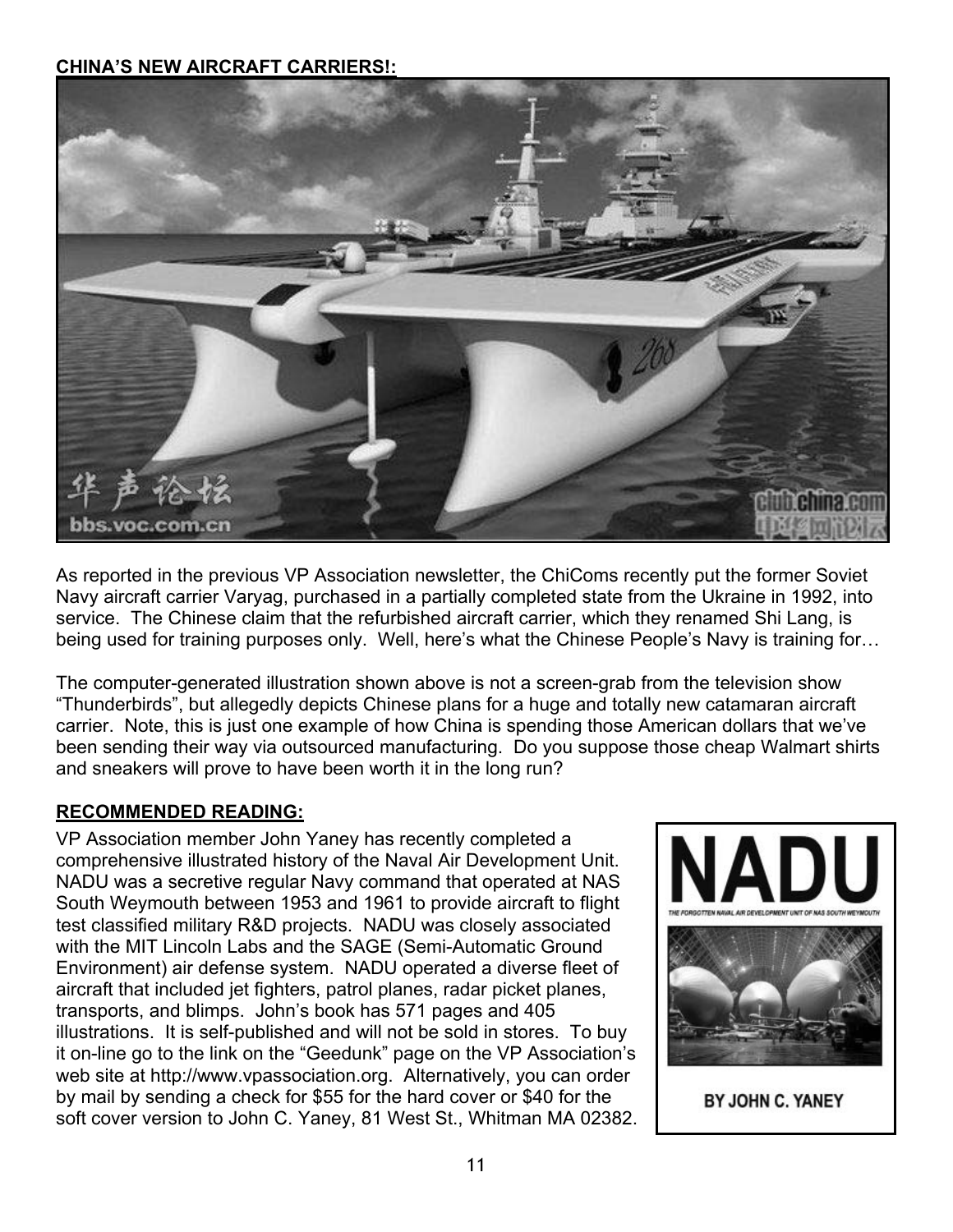**CHINA'S NEW AIRCRAFT CARRIERS!:**

As reported in the previous VP Association newsletter, the ChiComs recently put the former Soviet Navy aircraft carrier Varyag, purchased in a partially completed state from the Ukraine in 1992, into service. The Chinese claim that the refurbished aircraft carrier, which they renamed Shi Lang, is being used for training purposes only. Well, here's what the Chinese People's Navy is training for…

The computer-generated illustration shown above is not a screen-grab from the television show "Thunderbirds", but allegedly depicts Chinese plans for a huge and totally new catamaran aircraft carrier. Note, this is just one example of how China is spending those American dollars that we've been sending their way via outsourced manufacturing. Do you suppose those cheap Walmart shirts and sneakers will prove to have been worth it in the long run?

**RECOMMENDED READING:**

VP Association member John Yaney has recently completed a comprehensive illustrated history of the Naval Air Development Unit. NADU was a secretive regular Navy command that operated at NAS South Weymouth between 1953 and 1961 to provide aircraft to flight test classified military R&D projects. NADU was closely associated with the MIT Lincoln Labs and the SAGE (Semi-Automatic Ground Environment) air defense system. NADU operated a diverse fleet of aircraft that included jet fighters, patrol planes, radar picket planes, transports, and blimps. John's book has 571 pages and 405 illustrations. It is self-published and will not be sold in stores. To buy it on-line go to the link on the "Geedunk" page on the VP Association's web site at http://www.vpassociation.org. Alternatively, you can order by mail by sending a check for $55 for the hard cover or $40 for the soft cover version to John C. Yaney, 81 West St., Whitman MA 02382.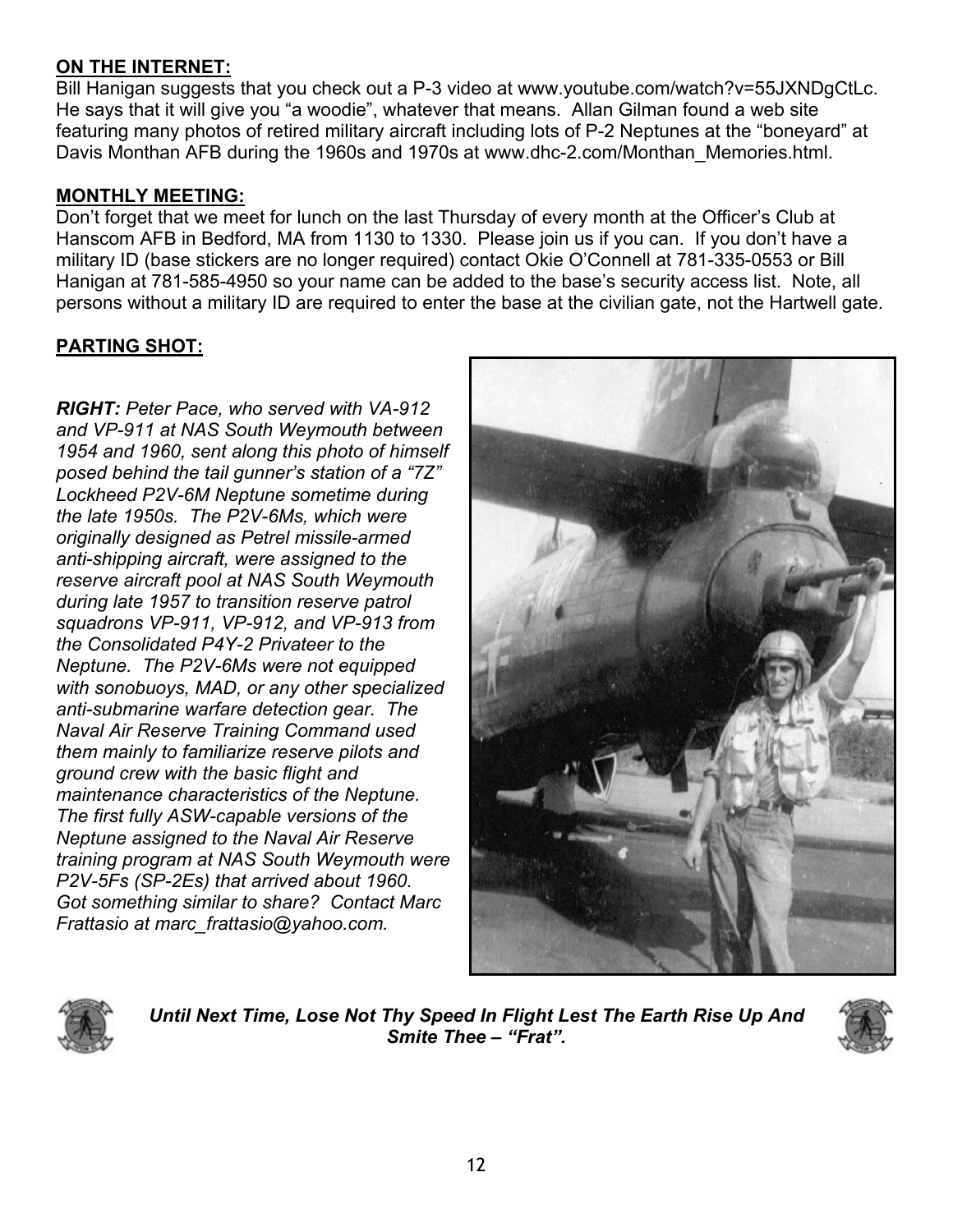**ON THE INTERNET:**

Bill Hanigan suggests that you check out a P-3 video at www.youtube.com/watch?v=55JXNDgCtLc. He says that it will give you "a woodie", whatever that means. Allan Gilman found a web site featuring many photos of retired military aircraft including lots of P-2 Neptunes at the "boneyard" at Davis Monthan AFB during the 1960s and 1970s at www.dhc-2.com/Monthan_Memories.html.

**MONTHLY MEETING:**

Don't forget that we meet for lunch on the last Thursday of every month at the Officer's Club at Hanscom AFB in Bedford, MA from 1130 to 1330. Please join us if you can. If you don't have a military ID (base stickers are no longer required) contact Okie O'Connell at 781-335-0553 or Bill Hanigan at 781-585-4950 so your name can be added to the base's security access list. Note, all persons without a military ID are required to enter the base at the civilian gate, not the Hartwell gate.

**PARTING SHOT:**

***RIGHT:*** *Peter Pace, who served with VA-912 and VP-911 at NAS South Weymouth between 1954 and 1960, sent along this photo of himself posed behind the tail gunner's station of a "7Z" Lockheed P2V-6M Neptune sometime during the late 1950s. The P2V-6Ms, which were originally designed as Petrel missile-armed anti-shipping aircraft, were assigned to the reserve aircraft pool at NAS South Weymouth during late 1957 to transition reserve patrol squadrons VP-911, VP-912, and VP-913 from the Consolidated P4Y-2 Privateer to the Neptune. The P2V-6Ms were not equipped with sonobuoys, MAD, or any other specialized anti-submarine warfare detection gear. The Naval Air Reserve Training Command used them mainly to familiarize reserve pilots and ground crew with the basic flight and maintenance characteristics of the Neptune. The first fully ASW-capable versions of the Neptune assigned to the Naval Air Reserve training program at NAS South Weymouth were P2V-5Fs (SP-2Es) that arrived about 1960. Got something similar to share? Contact Marc Frattasio at marc_frattasio@yahoo.com.*

***Until Next Time, Lose Not Thy Speed In Flight Lest The Earth Rise Up And Smite Thee – "Frat".***